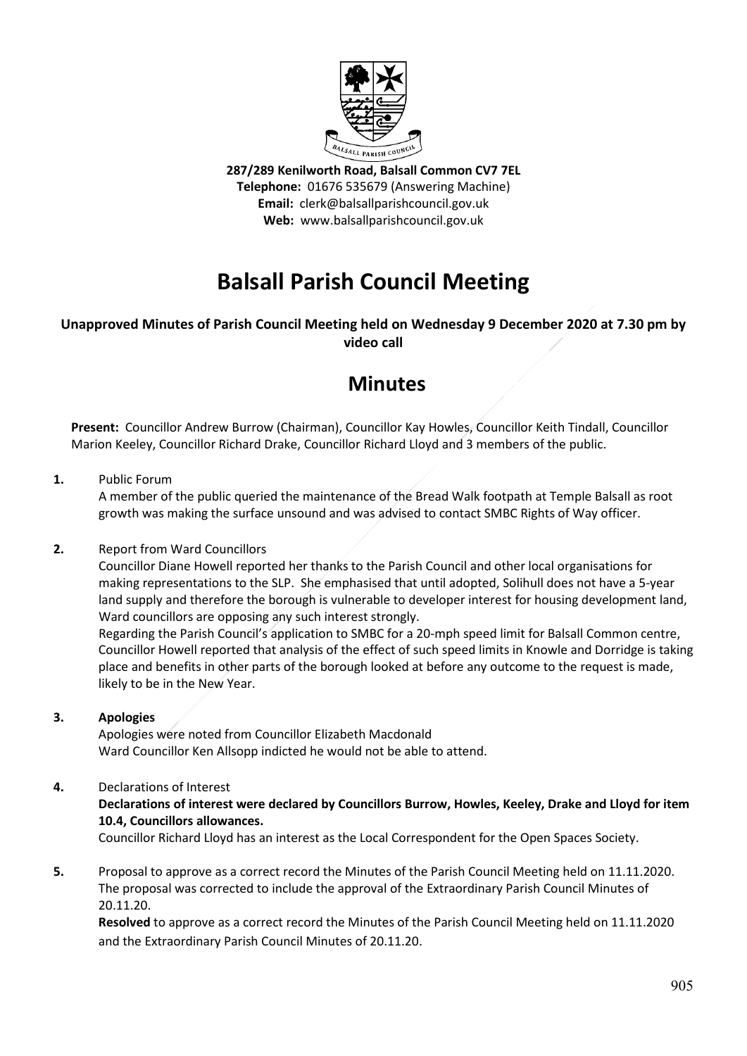**287/289 Kenilworth Road, Balsall Common CV7 7EL**
**Telephone:** 01676 535679 (Answering Machine)
**Email:** clerk@balsallparishcouncil.gov.uk
**Web:** www.balsallparishcouncil.gov.uk

# Balsall Parish Council Meeting

**Unapproved Minutes of Parish Council Meeting held on Wednesday 9 December 2020 at 7.30 pm by video call**

## Minutes

**Present:** Councillor Andrew Burrow (Chairman), Councillor Kay Howles, Councillor Keith Tindall, Councillor Marion Keeley, Councillor Richard Drake, Councillor Richard Lloyd and 3 members of the public.

**1.** Public Forum

A member of the public queried the maintenance of the Bread Walk footpath at Temple Balsall as root growth was making the surface unsound and was advised to contact SMBC Rights of Way officer.

**2.** Report from Ward Councillors

Councillor Diane Howell reported her thanks to the Parish Council and other local organisations for making representations to the SLP. She emphasised that until adopted, Solihull does not have a 5-year land supply and therefore the borough is vulnerable to developer interest for housing development land, Ward councillors are opposing any such interest strongly.

Regarding the Parish Council's application to SMBC for a 20-mph speed limit for Balsall Common centre, Councillor Howell reported that analysis of the effect of such speed limits in Knowle and Dorridge is taking place and benefits in other parts of the borough looked at before any outcome to the request is made, likely to be in the New Year.

**3. Apologies**

Apologies were noted from Councillor Elizabeth Macdonald
Ward Councillor Ken Allsopp indicted he would not be able to attend.

**4.** Declarations of Interest

**Declarations of interest were declared by Councillors Burrow, Howles, Keeley, Drake and Lloyd for item 10.4, Councillors allowances.**

Councillor Richard Lloyd has an interest as the Local Correspondent for the Open Spaces Society.

**5.** Proposal to approve as a correct record the Minutes of the Parish Council Meeting held on 11.11.2020. The proposal was corrected to include the approval of the Extraordinary Parish Council Minutes of 20.11.20.

**Resolved** to approve as a correct record the Minutes of the Parish Council Meeting held on 11.11.2020 and the Extraordinary Parish Council Minutes of 20.11.20.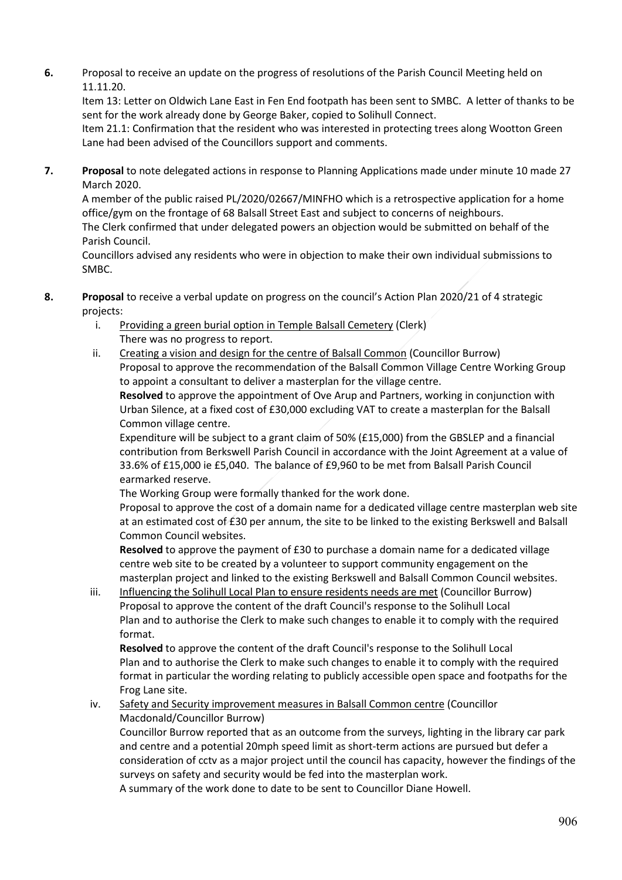**6.** Proposal to receive an update on the progress of resolutions of the Parish Council Meeting held on 11.11.20.
Item 13: Letter on Oldwich Lane East in Fen End footpath has been sent to SMBC. A letter of thanks to be sent for the work already done by George Baker, copied to Solihull Connect.
Item 21.1: Confirmation that the resident who was interested in protecting trees along Wootton Green Lane had been advised of the Councillors support and comments.

**7.** **Proposal** to note delegated actions in response to Planning Applications made under minute 10 made 27 March 2020.
A member of the public raised PL/2020/02667/MINFHO which is a retrospective application for a home office/gym on the frontage of 68 Balsall Street East and subject to concerns of neighbours.
The Clerk confirmed that under delegated powers an objection would be submitted on behalf of the Parish Council.
Councillors advised any residents who were in objection to make their own individual submissions to SMBC.

**8.** **Proposal** to receive a verbal update on progress on the council's Action Plan 2020/21 of 4 strategic projects:

i. Providing a green burial option in Temple Balsall Cemetery (Clerk)
There was no progress to report.

ii. Creating a vision and design for the centre of Balsall Common (Councillor Burrow)
Proposal to approve the recommendation of the Balsall Common Village Centre Working Group to appoint a consultant to deliver a masterplan for the village centre.
**Resolved** to approve the appointment of Ove Arup and Partners, working in conjunction with Urban Silence, at a fixed cost of £30,000 excluding VAT to create a masterplan for the Balsall Common village centre.
Expenditure will be subject to a grant claim of 50% (£15,000) from the GBSLEP and a financial contribution from Berkswell Parish Council in accordance with the Joint Agreement at a value of 33.6% of £15,000 ie £5,040. The balance of £9,960 to be met from Balsall Parish Council earmarked reserve.
The Working Group were formally thanked for the work done.
Proposal to approve the cost of a domain name for a dedicated village centre masterplan web site at an estimated cost of £30 per annum, the site to be linked to the existing Berkswell and Balsall Common Council websites.
**Resolved** to approve the payment of £30 to purchase a domain name for a dedicated village centre web site to be created by a volunteer to support community engagement on the masterplan project and linked to the existing Berkswell and Balsall Common Council websites.

iii. Influencing the Solihull Local Plan to ensure residents needs are met (Councillor Burrow)
Proposal to approve the content of the draft Council's response to the Solihull Local Plan and to authorise the Clerk to make such changes to enable it to comply with the required format.
**Resolved** to approve the content of the draft Council's response to the Solihull Local Plan and to authorise the Clerk to make such changes to enable it to comply with the required format in particular the wording relating to publicly accessible open space and footpaths for the Frog Lane site.

iv. Safety and Security improvement measures in Balsall Common centre (Councillor Macdonald/Councillor Burrow)
Councillor Burrow reported that as an outcome from the surveys, lighting in the library car park and centre and a potential 20mph speed limit as short-term actions are pursued but defer a consideration of cctv as a major project until the council has capacity, however the findings of the surveys on safety and security would be fed into the masterplan work.
A summary of the work done to date to be sent to Councillor Diane Howell.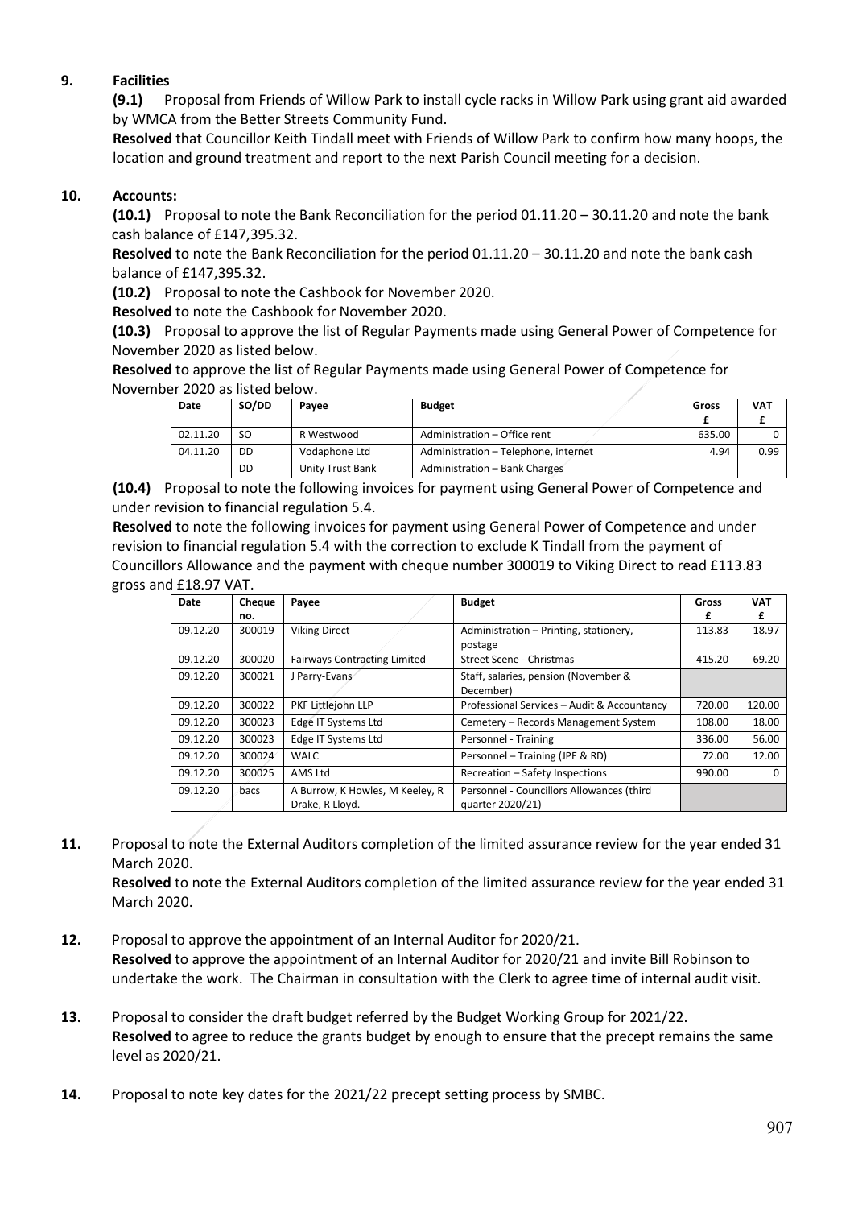**9. Facilities**

**(9.1)** Proposal from Friends of Willow Park to install cycle racks in Willow Park using grant aid awarded by WMCA from the Better Streets Community Fund.

**Resolved** that Councillor Keith Tindall meet with Friends of Willow Park to confirm how many hoops, the location and ground treatment and report to the next Parish Council meeting for a decision.

**10. Accounts:**

**(10.1)** Proposal to note the Bank Reconciliation for the period 01.11.20 – 30.11.20 and note the bank cash balance of £147,395.32.

**Resolved** to note the Bank Reconciliation for the period 01.11.20 – 30.11.20 and note the bank cash balance of £147,395.32.

**(10.2)** Proposal to note the Cashbook for November 2020.

**Resolved** to note the Cashbook for November 2020.

**(10.3)** Proposal to approve the list of Regular Payments made using General Power of Competence for November 2020 as listed below.

**Resolved** to approve the list of Regular Payments made using General Power of Competence for November 2020 as listed below.

| Date | SO/DD | Payee | Budget | Gross £ | VAT £ |
|---|---|---|---|---|---|
| 02.11.20 | SO | R Westwood | Administration – Office rent | 635.00 | 0 |
| 04.11.20 | DD | Vodaphone Ltd | Administration – Telephone, internet | 4.94 | 0.99 |
| | DD | Unity Trust Bank | Administration – Bank Charges | | |

**(10.4)** Proposal to note the following invoices for payment using General Power of Competence and under revision to financial regulation 5.4.

**Resolved** to note the following invoices for payment using General Power of Competence and under revision to financial regulation 5.4 with the correction to exclude K Tindall from the payment of Councillors Allowance and the payment with cheque number 300019 to Viking Direct to read £113.83 gross and £18.97 VAT.

| Date | Cheque no. | Payee | Budget | Gross £ | VAT £ |
|---|---|---|---|---|---|
| 09.12.20 | 300019 | Viking Direct | Administration – Printing, stationery, postage | 113.83 | 18.97 |
| 09.12.20 | 300020 | Fairways Contracting Limited | Street Scene - Christmas | 415.20 | 69.20 |
| 09.12.20 | 300021 | J Parry-Evans | Staff, salaries, pension (November & December) | | |
| 09.12.20 | 300022 | PKF Littlejohn LLP | Professional Services – Audit & Accountancy | 720.00 | 120.00 |
| 09.12.20 | 300023 | Edge IT Systems Ltd | Cemetery – Records Management System | 108.00 | 18.00 |
| 09.12.20 | 300023 | Edge IT Systems Ltd | Personnel - Training | 336.00 | 56.00 |
| 09.12.20 | 300024 | WALC | Personnel – Training (JPE & RD) | 72.00 | 12.00 |
| 09.12.20 | 300025 | AMS Ltd | Recreation – Safety Inspections | 990.00 | 0 |
| 09.12.20 | bacs | A Burrow, K Howles, M Keeley, R Drake, R Lloyd. | Personnel - Councillors Allowances (third quarter 2020/21) | | |

**11.** Proposal to note the External Auditors completion of the limited assurance review for the year ended 31 March 2020.

**Resolved** to note the External Auditors completion of the limited assurance review for the year ended 31 March 2020.

**12.** Proposal to approve the appointment of an Internal Auditor for 2020/21.

**Resolved** to approve the appointment of an Internal Auditor for 2020/21 and invite Bill Robinson to undertake the work. The Chairman in consultation with the Clerk to agree time of internal audit visit.

**13.** Proposal to consider the draft budget referred by the Budget Working Group for 2021/22.

**Resolved** to agree to reduce the grants budget by enough to ensure that the precept remains the same level as 2020/21.

**14.** Proposal to note key dates for the 2021/22 precept setting process by SMBC.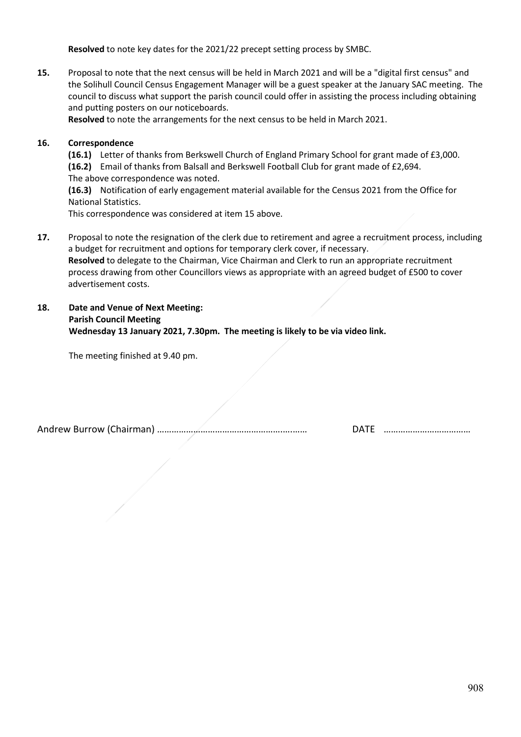**Resolved** to note key dates for the 2021/22 precept setting process by SMBC.

**15.** Proposal to note that the next census will be held in March 2021 and will be a "digital first census" and the Solihull Council Census Engagement Manager will be a guest speaker at the January SAC meeting. The council to discuss what support the parish council could offer in assisting the process including obtaining and putting posters on our noticeboards.
**Resolved** to note the arrangements for the next census to be held in March 2021.

**16. Correspondence**

**(16.1)** Letter of thanks from Berkswell Church of England Primary School for grant made of £3,000.
**(16.2)** Email of thanks from Balsall and Berkswell Football Club for grant made of £2,694.
The above correspondence was noted.
**(16.3)** Notification of early engagement material available for the Census 2021 from the Office for National Statistics.
This correspondence was considered at item 15 above.

**17.** Proposal to note the resignation of the clerk due to retirement and agree a recruitment process, including a budget for recruitment and options for temporary clerk cover, if necessary.
**Resolved** to delegate to the Chairman, Vice Chairman and Clerk to run an appropriate recruitment process drawing from other Councillors views as appropriate with an agreed budget of £500 to cover advertisement costs.

**18. Date and Venue of Next Meeting:**
**Parish Council Meeting**
**Wednesday 13 January 2021, 7.30pm. The meeting is likely to be via video link.**

The meeting finished at 9.40 pm.

Andrew Burrow (Chairman) ………………………………………………….…… DATE ………………………………